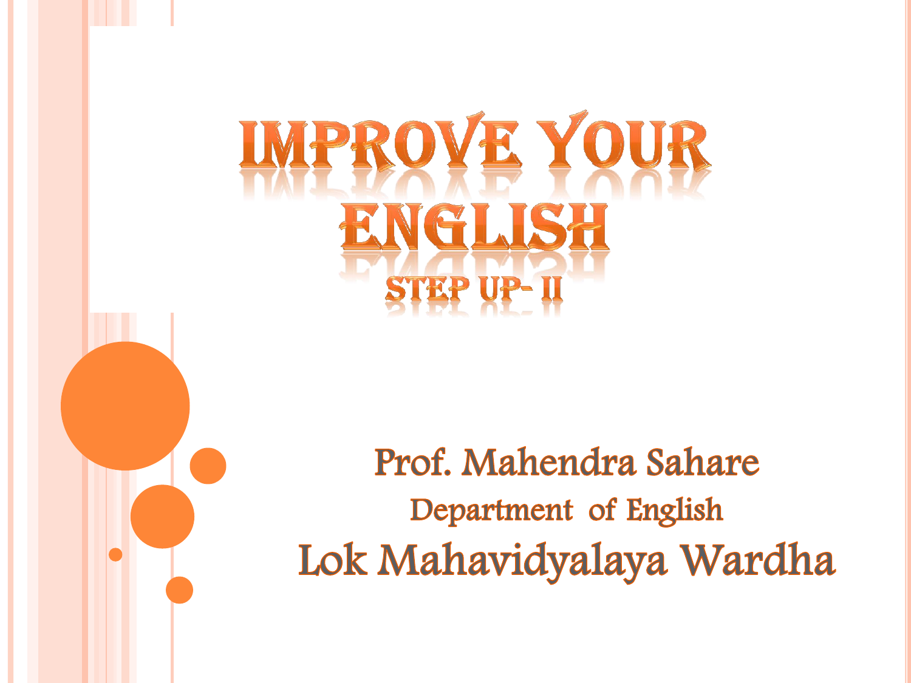# IMPROVE YOUR ENGLISH

## STEP UP- II

Prof. Mahendra Sahare

Department of English

Lok Mahavidyalaya Wardha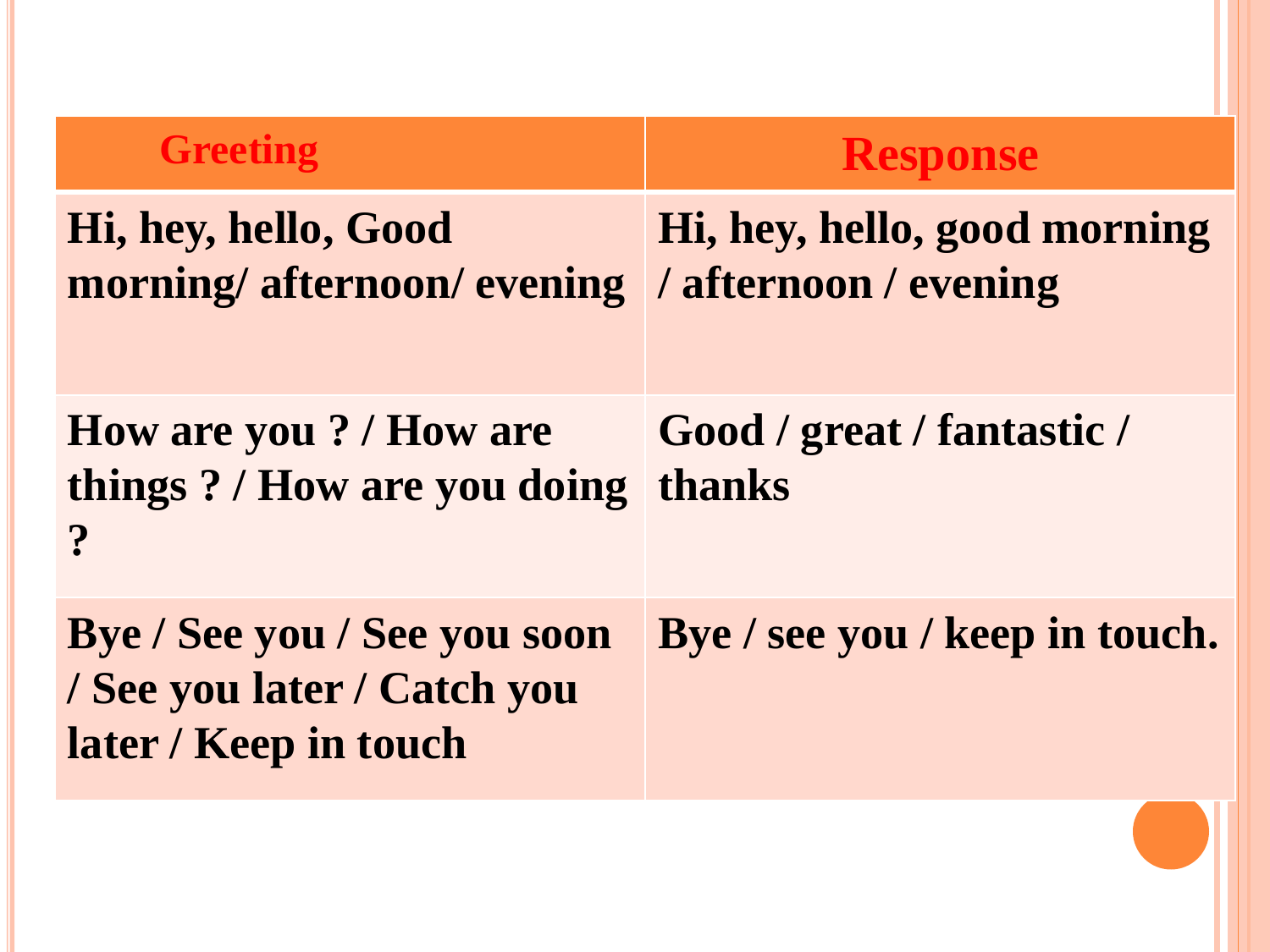| Greeting | Response |
| --- | --- |
| Hi, hey, hello, Good morning/ afternoon/ evening | Hi, hey, hello, good morning / afternoon / evening |
| How are you ? / How are things ? / How are you doing ? | Good / great / fantastic / thanks |
| Bye / See you / See you soon / See you later / Catch you later / Keep in touch | Bye / see you / keep in touch. |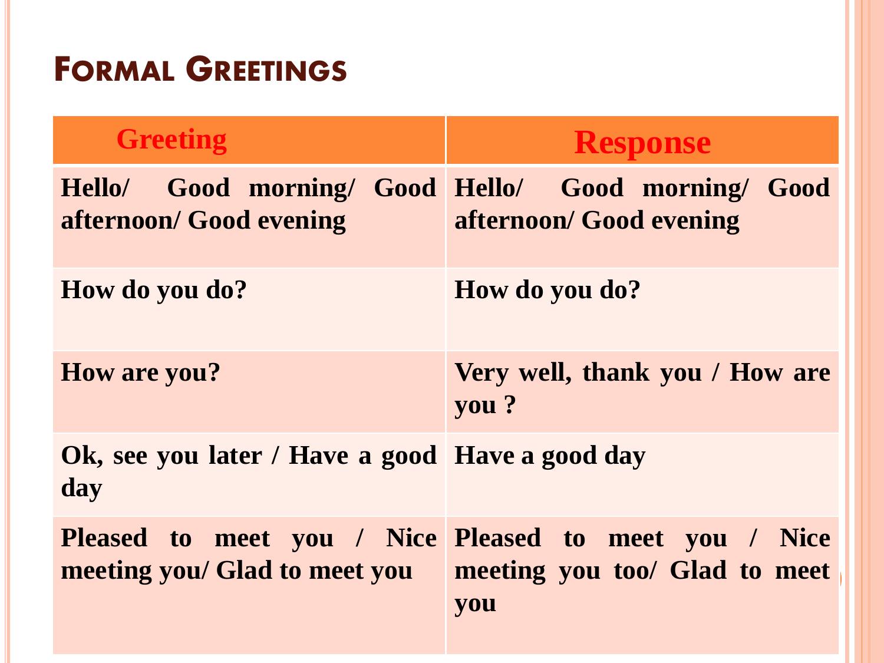# Formal Greetings

| Greeting | Response |
| --- | --- |
| Hello/ Good morning/ Good afternoon/ Good evening | Hello/ Good morning/ Good afternoon/ Good evening |
| How do you do? | How do you do? |
| How are you? | Very well, thank you / How are you ? |
| Ok, see you later / Have a good day | Have a good day |
| Pleased to meet you / Nice meeting you/ Glad to meet you | Pleased to meet you / Nice meeting you too/ Glad to meet you |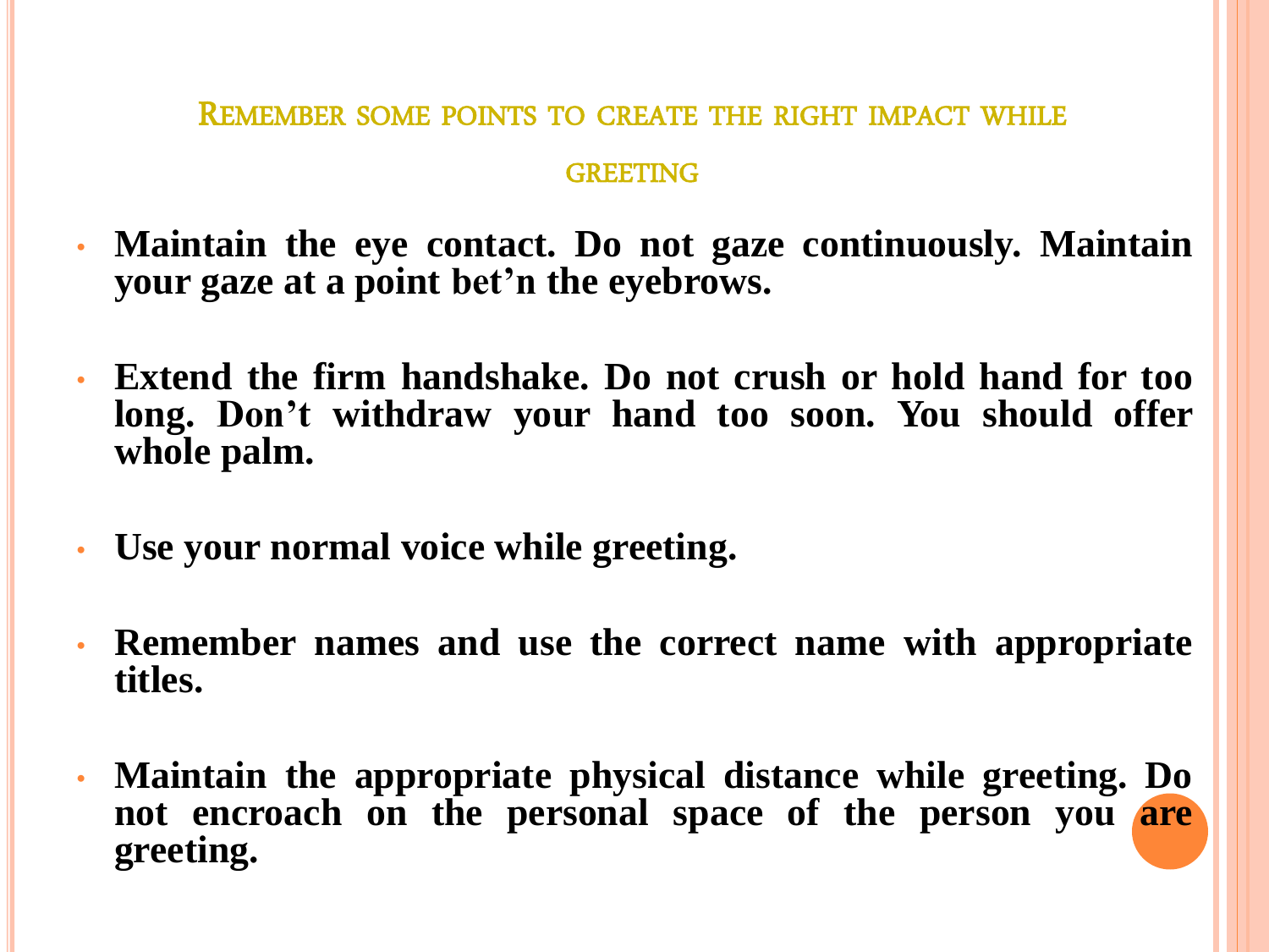## Remember some points to create the right impact while greeting

- **Maintain the eye contact. Do not gaze continuously. Maintain your gaze at a point bet'n the eyebrows.**

- **Extend the firm handshake. Do not crush or hold hand for too long. Don't withdraw your hand too soon. You should offer whole palm.**

- **Use your normal voice while greeting.**

- **Remember names and use the correct name with appropriate titles.**

- **Maintain the appropriate physical distance while greeting. Do not encroach on the personal space of the person you are greeting.**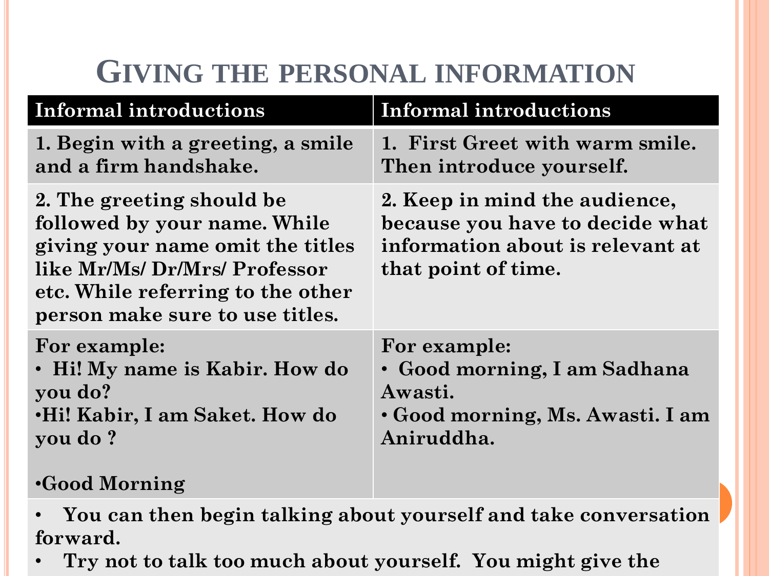# Giving the personal information

| Informal introductions | Informal introductions |
|---|---|
| 1. Begin with a greeting, a smile and a firm handshake. | 1. First Greet with warm smile. Then introduce yourself. |
| 2. The greeting should be followed by your name. While giving your name omit the titles like Mr/Ms/ Dr/Mrs/ Professor etc. While referring to the other person make sure to use titles. | 2. Keep in mind the audience, because you have to decide what information about is relevant at that point of time. |
| For example:<br>• Hi! My name is Kabir. How do you do?<br>•Hi! Kabir, I am Saket. How do you do ?<br><br>•Good Morning | For example:<br>• Good morning, I am Sadhana Awasti.<br>• Good morning, Ms. Awasti. I am Aniruddha. |

- You can then begin talking about yourself and take conversation forward.
- Try not to talk too much about yourself. You might give the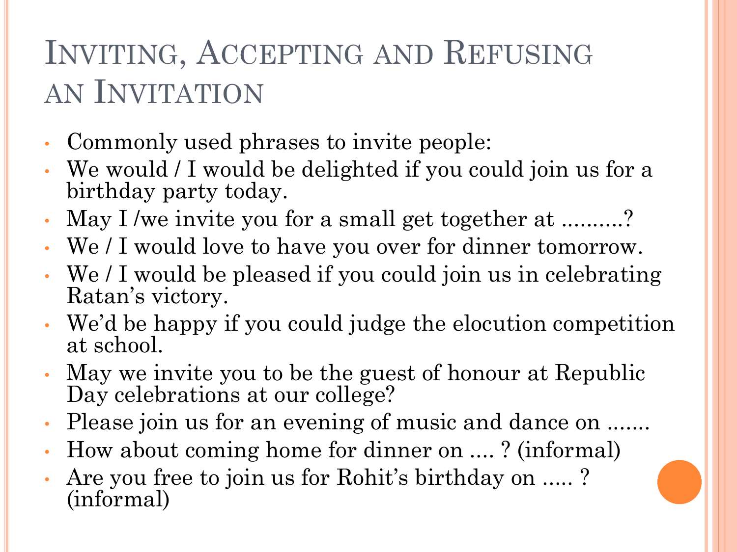# Inviting, Accepting and Refusing an Invitation

- Commonly used phrases to invite people:
- We would / I would be delighted if you could join us for a birthday party today.
- May I /we invite you for a small get together at ..........?
- We / I would love to have you over for dinner tomorrow.
- We / I would be pleased if you could join us in celebrating Ratan's victory.
- We'd be happy if you could judge the elocution competition at school.
- May we invite you to be the guest of honour at Republic Day celebrations at our college?
- Please join us for an evening of music and dance on .......
- How about coming home for dinner on .... ? (informal)
- Are you free to join us for Rohit's birthday on ..... ? (informal)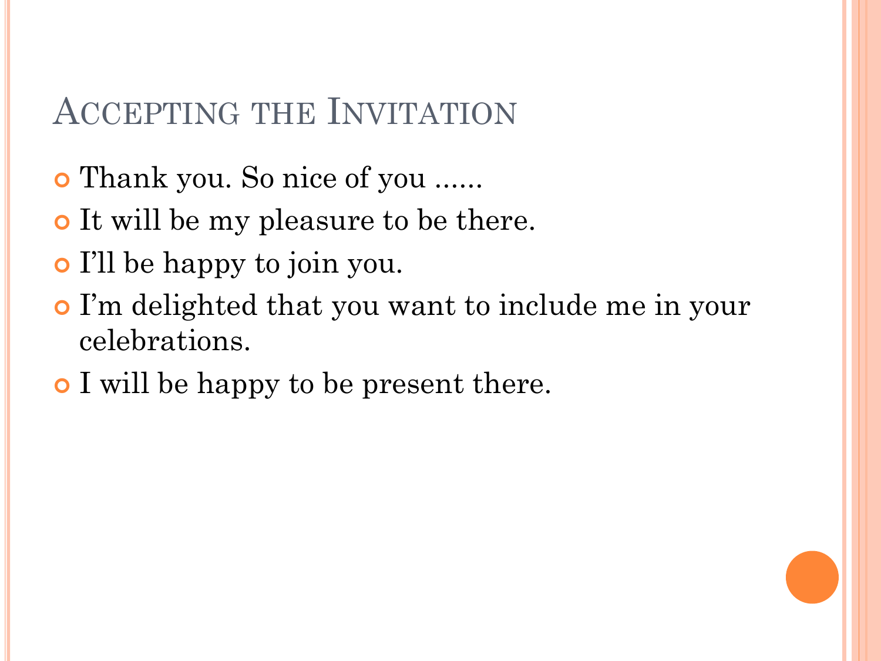# Accepting the Invitation

- Thank you. So nice of you ……
- It will be my pleasure to be there.
- I'll be happy to join you.
- I'm delighted that you want to include me in your celebrations.
- I will be happy to be present there.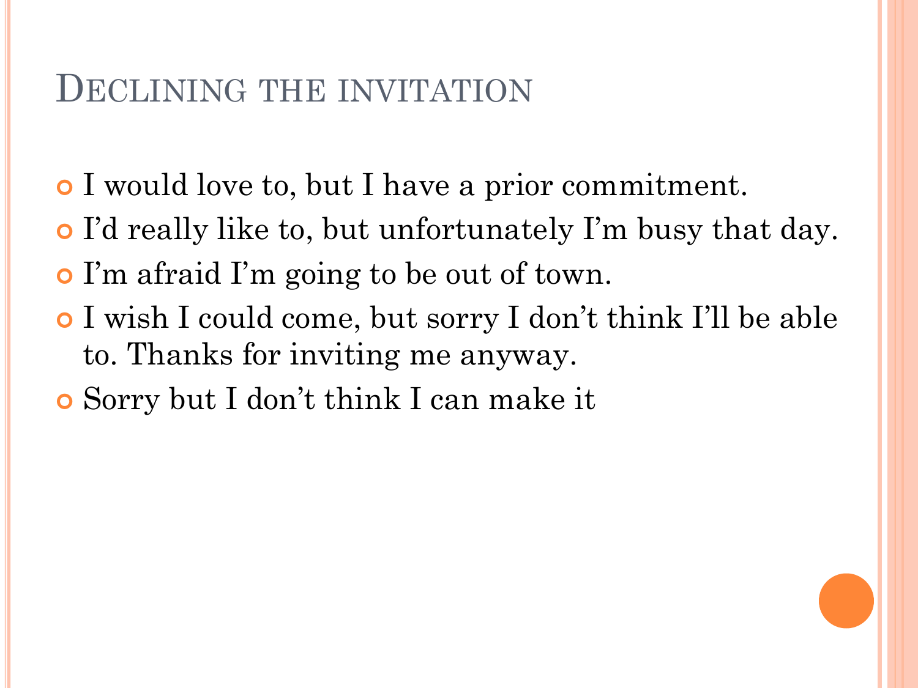# Declining the invitation

- I would love to, but I have a prior commitment.
- I'd really like to, but unfortunately I'm busy that day.
- I'm afraid I'm going to be out of town.
- I wish I could come, but sorry I don't think I'll be able to. Thanks for inviting me anyway.
- Sorry but I don't think I can make it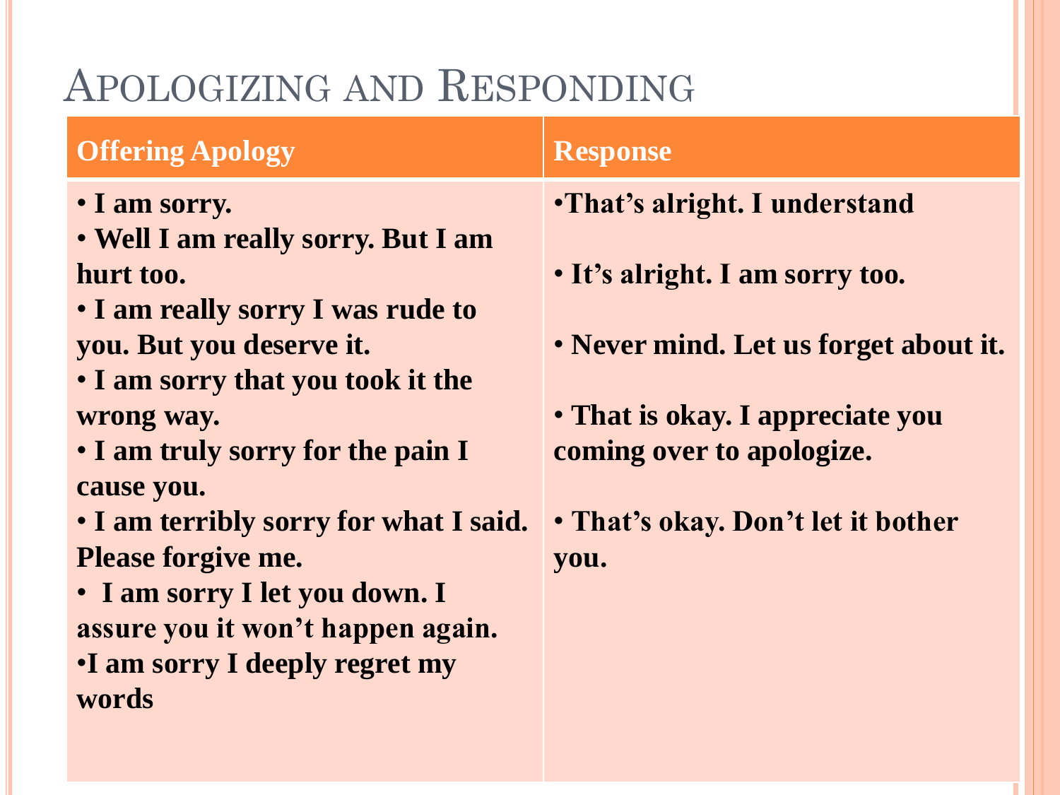# Apologizing and Responding

| Offering Apology | Response |
|---|---|
| • I am sorry.<br>• Well I am really sorry. But I am hurt too.<br>• I am really sorry I was rude to you. But you deserve it.<br>• I am sorry that you took it the wrong way.<br>• I am truly sorry for the pain I cause you.<br>• I am terribly sorry for what I said. Please forgive me.<br>• I am sorry I let you down. I assure you it won't happen again.<br>• I am sorry I deeply regret my words | • That's alright. I understand<br>• It's alright. I am sorry too.<br>• Never mind. Let us forget about it.<br>• That is okay. I appreciate you coming over to apologize.<br>• That's okay. Don't let it bother you. |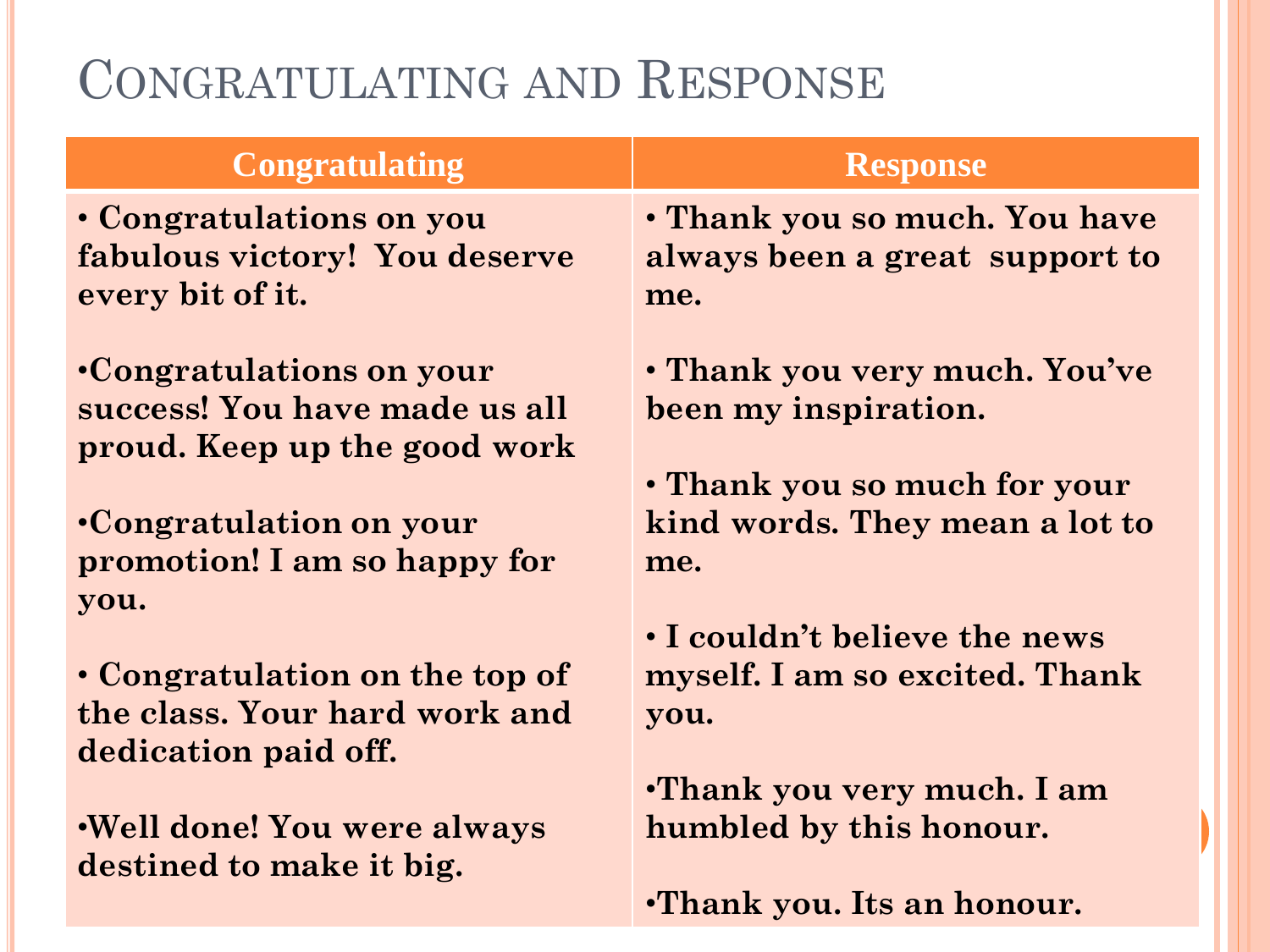# Congratulating and Response

| Congratulating | Response |
| --- | --- |
| • Congratulations on you fabulous victory! You deserve every bit of it. | • Thank you so much. You have always been a great support to me. |
| •Congratulations on your success! You have made us all proud. Keep up the good work | • Thank you very much. You've been my inspiration. |
| •Congratulation on your promotion! I am so happy for you. | • Thank you so much for your kind words. They mean a lot to me. |
| • Congratulation on the top of the class. Your hard work and dedication paid off. | • I couldn't believe the news myself. I am so excited. Thank you. |
| •Well done! You were always destined to make it big. | •Thank you very much. I am humbled by this honour. |
| | •Thank you. Its an honour. |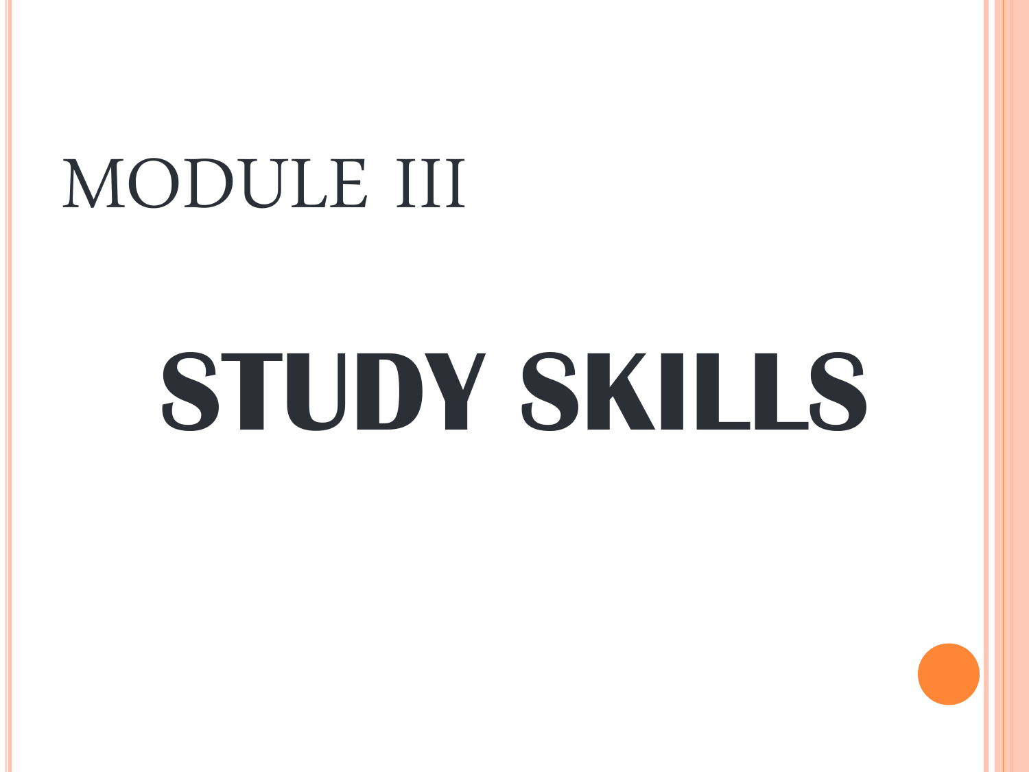# MODULE III

# STUDY SKILLS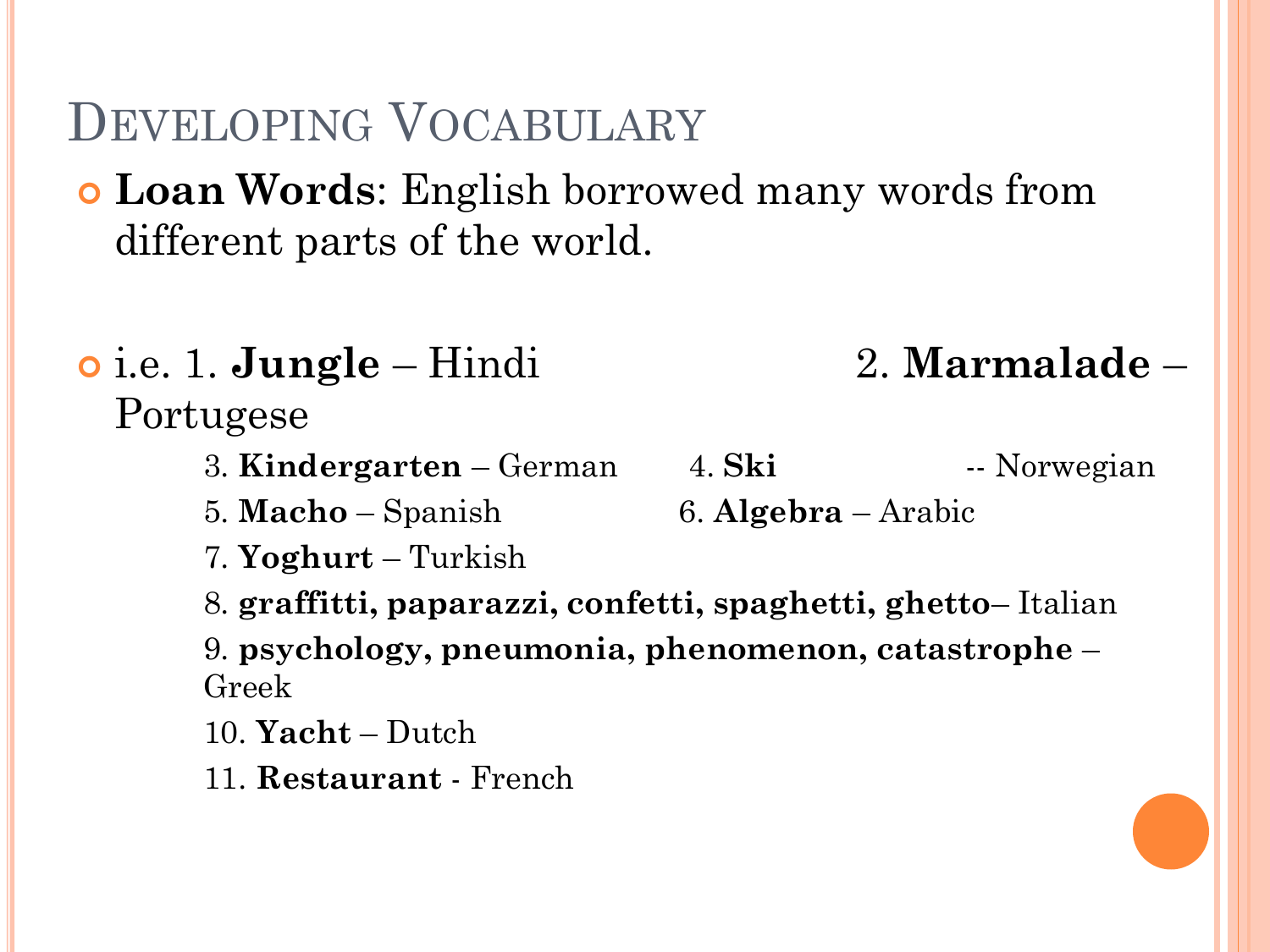# Developing Vocabulary

- **Loan Words**: English borrowed many words from different parts of the world.

- i.e. 1. **Jungle** – Hindi 2. **Marmalade** – Portugese
  - 3. **Kindergarten** – German
  - 4. **Ski** -- Norwegian
  - 5. **Macho** – Spanish
  - 6. **Algebra** – Arabic
  - 7. **Yoghurt** – Turkish
  - 8. **graffitti, paparazzi, confetti, spaghetti, ghetto**– Italian
  - 9. **psychology, pneumonia, phenomenon, catastrophe** – Greek
  - 10. **Yacht** – Dutch
  - 11. **Restaurant** - French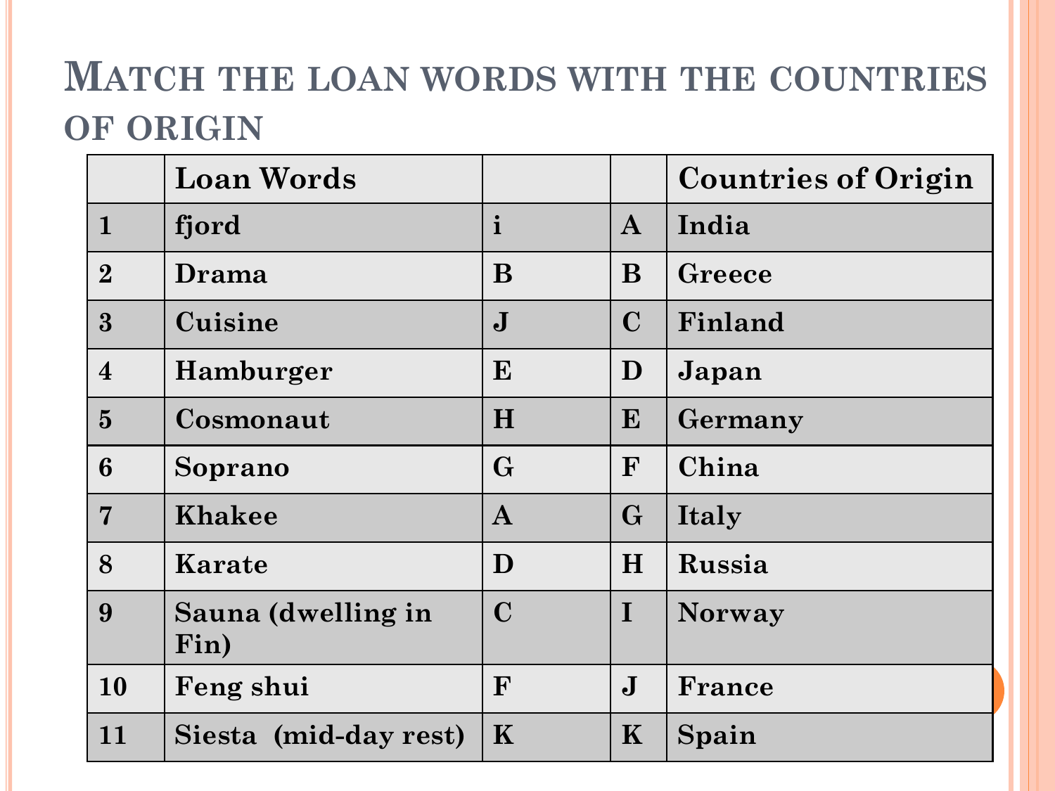# Match the loan words with the countries of origin

| | Loan Words | | | Countries of Origin |
|---|---|---|---|---|
| 1 | fjord | i | A | India |
| 2 | Drama | B | B | Greece |
| 3 | Cuisine | J | C | Finland |
| 4 | Hamburger | E | D | Japan |
| 5 | Cosmonaut | H | E | Germany |
| 6 | Soprano | G | F | China |
| 7 | Khakee | A | G | Italy |
| 8 | Karate | D | H | Russia |
| 9 | Sauna (dwelling in Fin) | C | I | Norway |
| 10 | Feng shui | F | J | France |
| 11 | Siesta (mid-day rest) | K | K | Spain |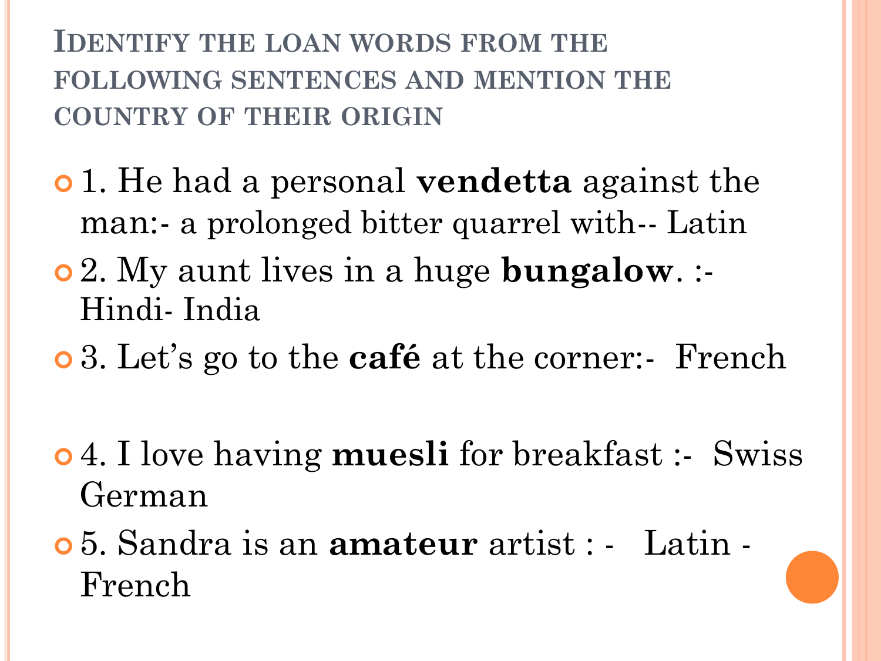## Identify the loan words from the following sentences and mention the country of their origin

- 1. He had a personal **vendetta** against the man:- a prolonged bitter quarrel with-- Latin
- 2. My aunt lives in a huge **bungalow**. :- Hindi- India
- 3. Let's go to the **café** at the corner:- French
- 4. I love having **muesli** for breakfast :- Swiss German
- 5. Sandra is an **amateur** artist : - Latin - French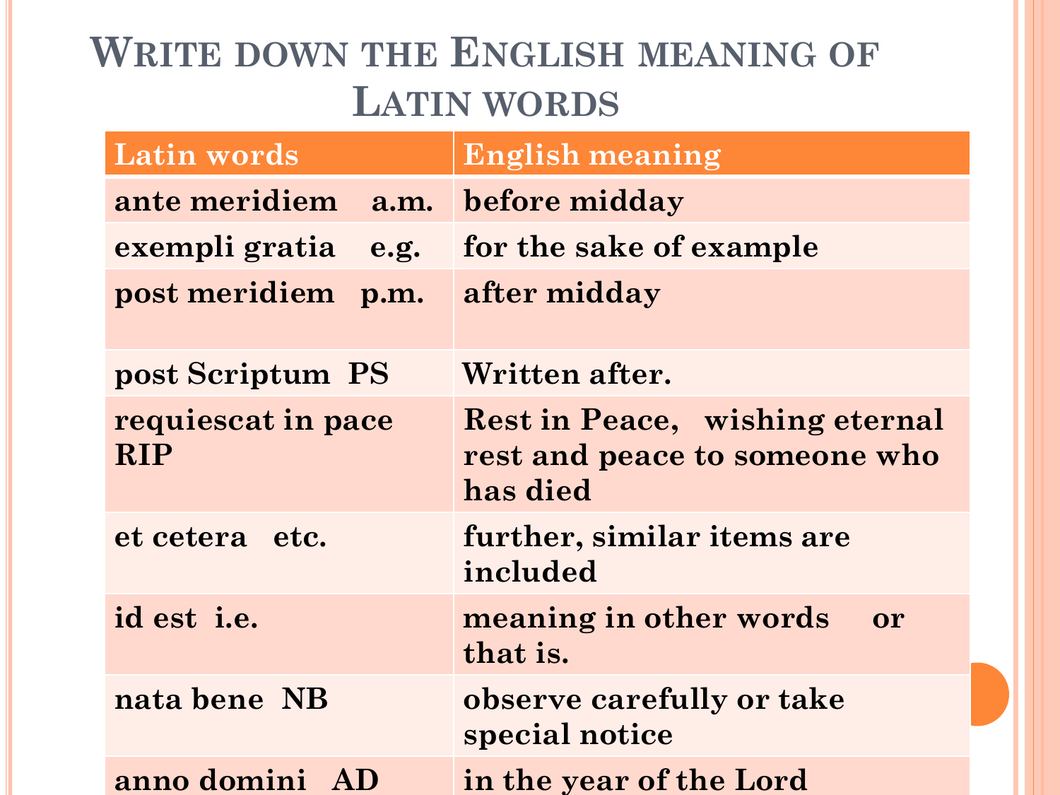# Write down the English meaning of Latin words

| Latin words | English meaning |
| --- | --- |
| ante meridiem a.m. | before midday |
| exempli gratia e.g. | for the sake of example |
| post meridiem p.m. | after midday |
| post Scriptum PS | Written after. |
| requiescat in pace RIP | Rest in Peace, wishing eternal rest and peace to someone who has died |
| et cetera etc. | further, similar items are included |
| id est i.e. | meaning in other words or that is. |
| nata bene NB | observe carefully or take special notice |
| anno domini AD | in the year of the Lord |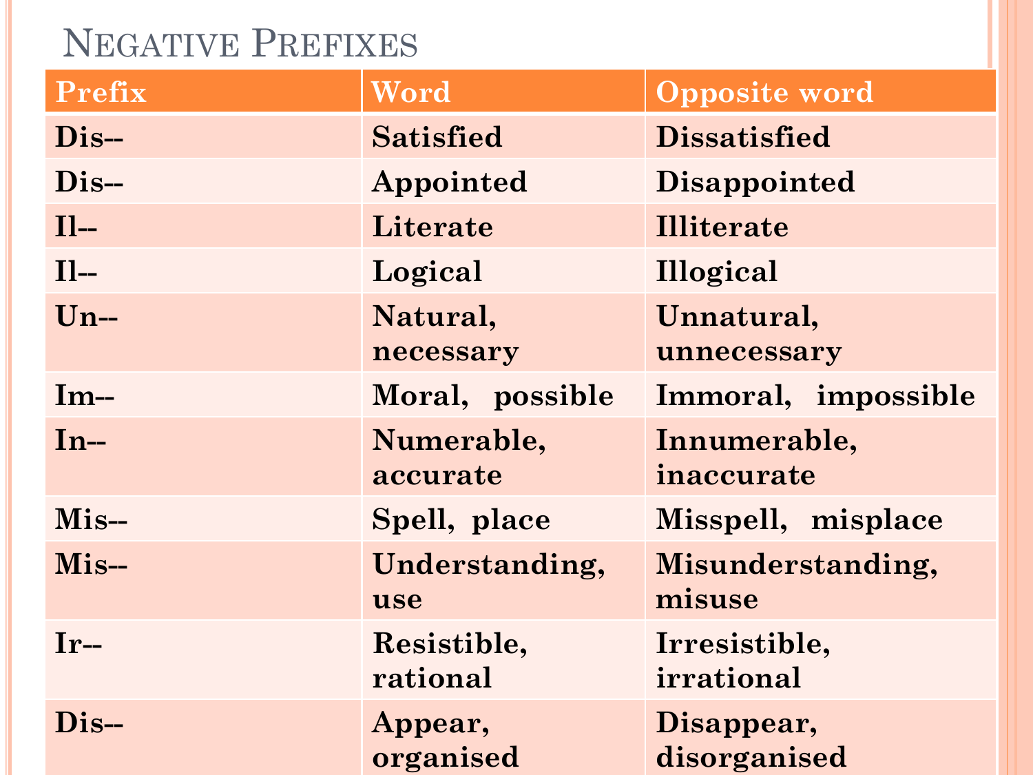# Negative Prefixes

| Prefix | Word | Opposite word |
|---|---|---|
| Dis-- | Satisfied | Dissatisfied |
| Dis-- | Appointed | Disappointed |
| Il-- | Literate | Illiterate |
| Il-- | Logical | Illogical |
| Un-- | Natural, necessary | Unnatural, unnecessary |
| Im-- | Moral, possible | Immoral, impossible |
| In-- | Numerable, accurate | Innumerable, inaccurate |
| Mis-- | Spell, place | Misspell, misplace |
| Mis-- | Understanding, use | Misunderstanding, misuse |
| Ir-- | Resistible, rational | Irresistible, irrational |
| Dis-- | Appear, organised | Disappear, disorganised |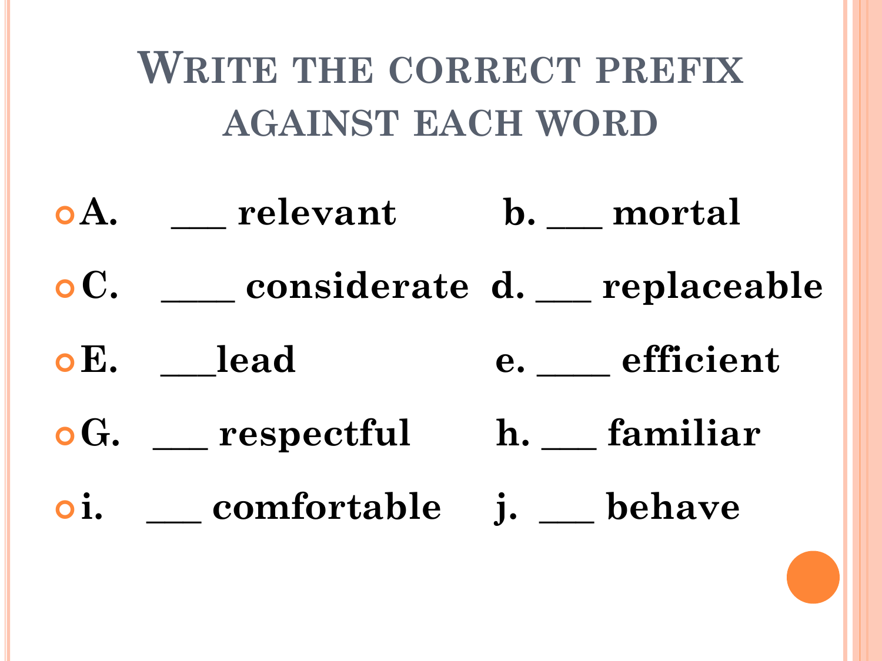# Write the correct prefix against each word

- A. ___ relevant b. ___ mortal
- C. ____ considerate d. ___ replaceable
- E. ___lead e. ____ efficient
- G. ___ respectful h. ___ familiar
- i. ___ comfortable j. ___ behave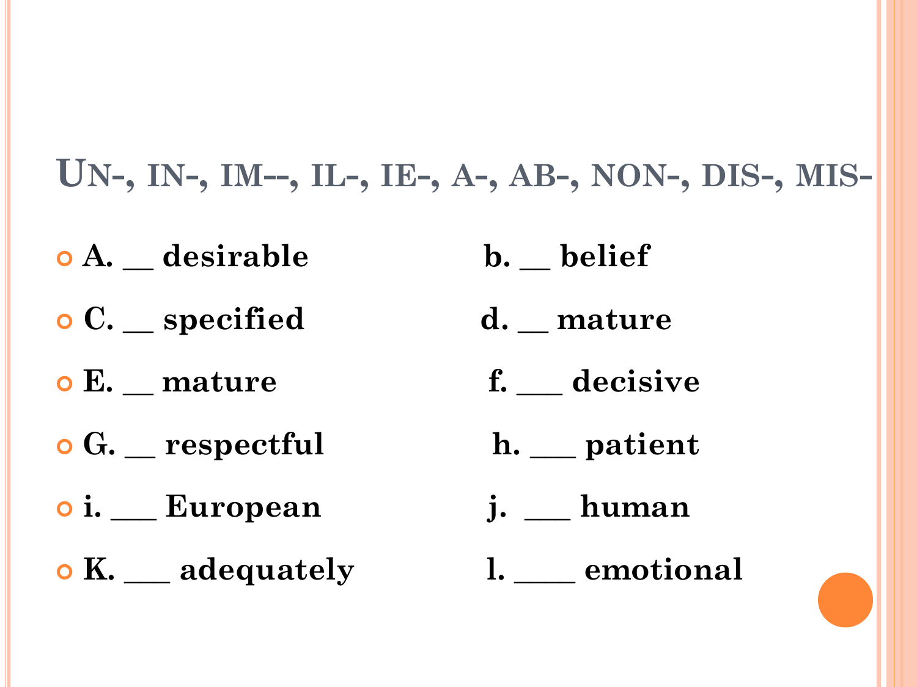## Un-, in-, im--, il-, ie-, a-, ab-, non-, dis-, mis-

- A. __ desirable
- b. __ belief
- C. __ specified
- d. __ mature
- E. __ mature
- f. ___ decisive
- G. __ respectful
- h. ___ patient
- i. ___ European
- j. ___ human
- K. ___ adequately
- l. ____ emotional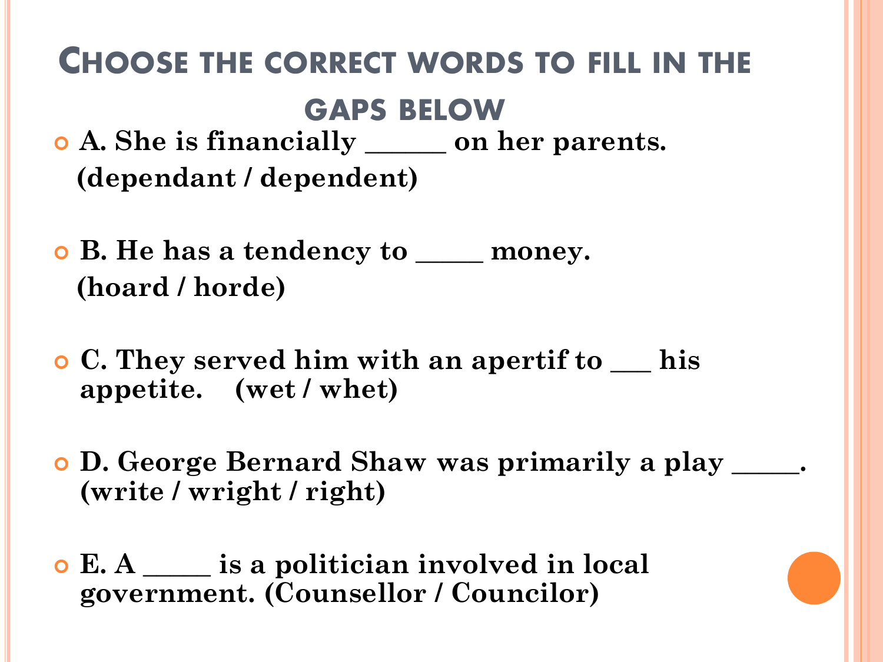# Choose the correct words to fill in the gaps below

- **A. She is financially ______ on her parents. (dependant / dependent)**

- **B. He has a tendency to _____ money. (hoard / horde)**

- **C. They served him with an apertif to ___ his appetite. (wet / whet)**

- **D. George Bernard Shaw was primarily a play _____. (write / wright / right)**

- **E. A _____ is a politician involved in local government. (Counsellor / Councilor)**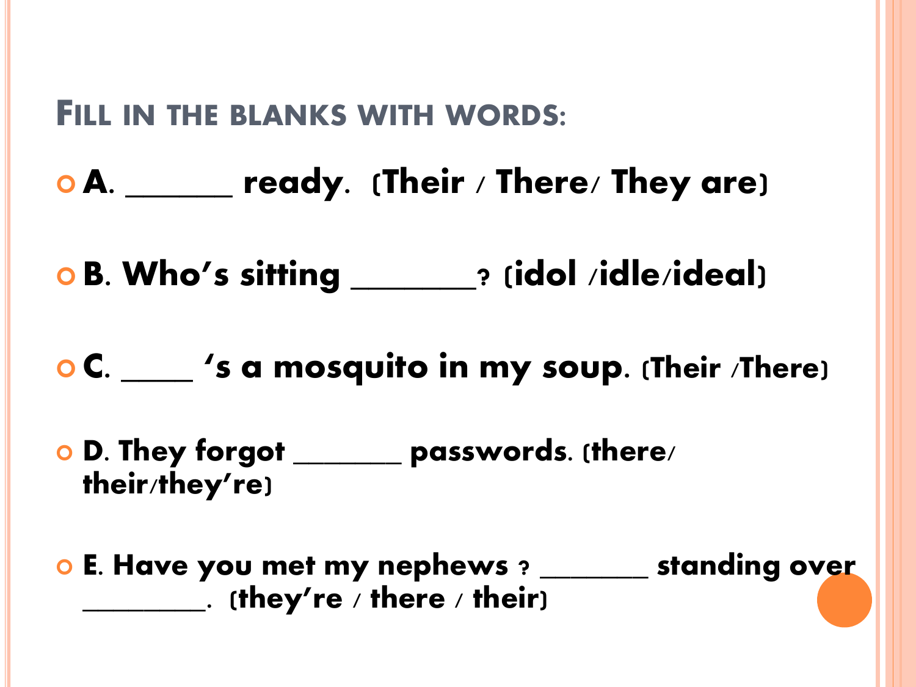## Fill in the blanks with words:

- A. ______ ready. (Their / There/ They are)
- B. Who's sitting _______? (idol /idle/ideal)
- C. ____ 's a mosquito in my soup. (Their /There)
- D. They forgot _______ passwords. (there/ their/they're)
- E. Have you met my nephews ? _______ standing over ________. (they're / there / their)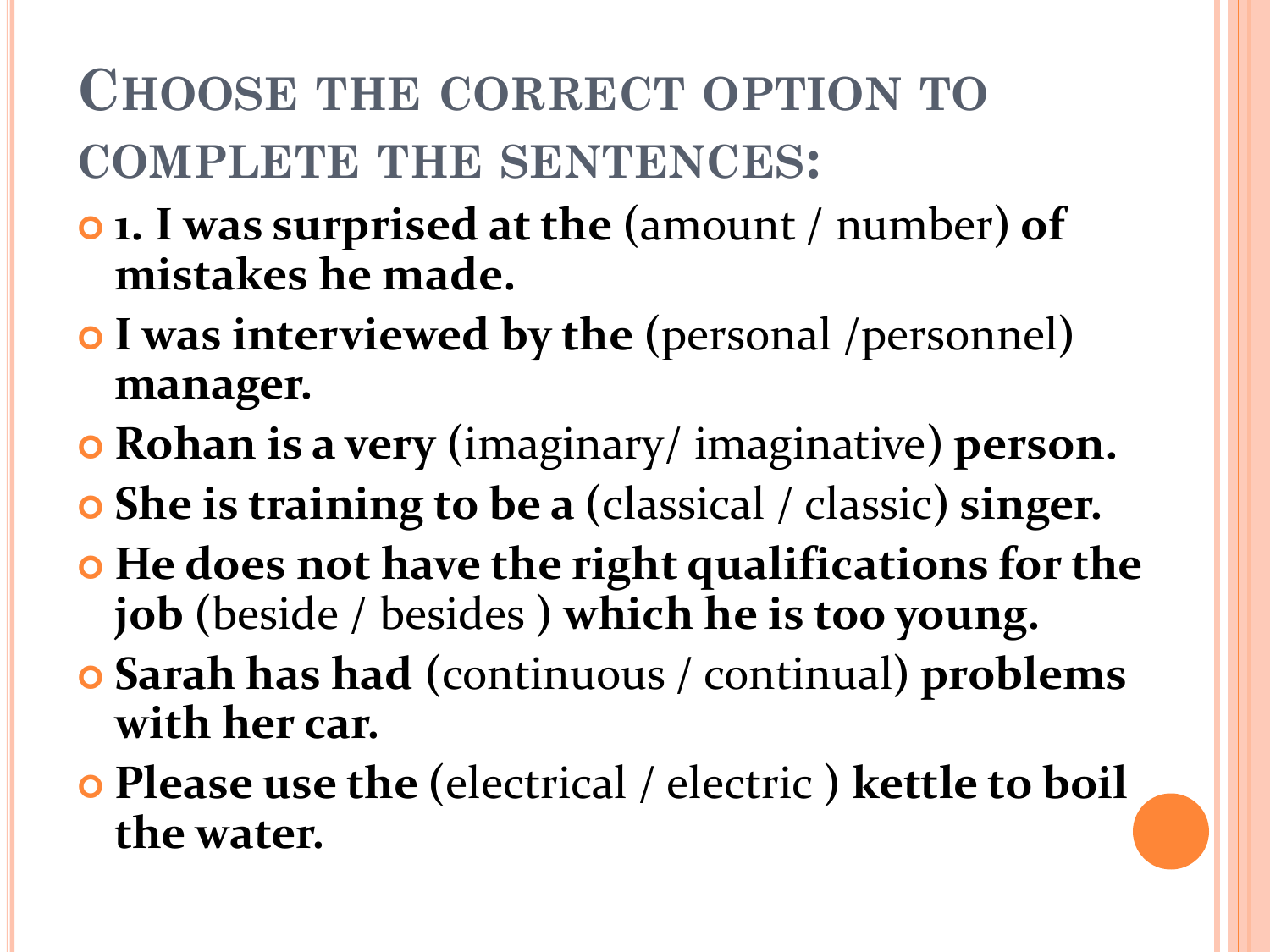# Choose the correct option to complete the sentences:

- 1. **I was surprised at the** (amount / number) **of mistakes he made.**
- **I was interviewed by the** (personal /personnel) **manager.**
- **Rohan is a very** (imaginary/ imaginative) **person.**
- **She is training to be a** (classical / classic) **singer.**
- **He does not have the right qualifications for the job** (beside / besides ) **which he is too young.**
- **Sarah has had** (continuous / continual) **problems with her car.**
- **Please use the** (electrical / electric ) **kettle to boil the water.**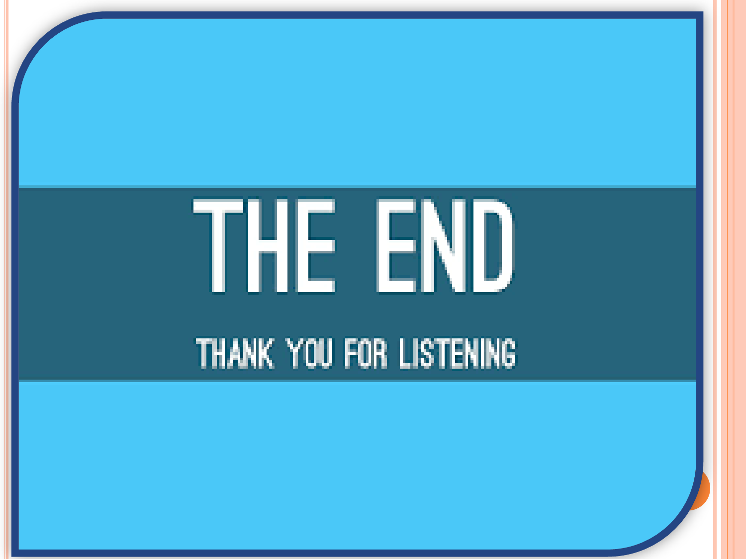# THE END

THANK YOU FOR LISTENING